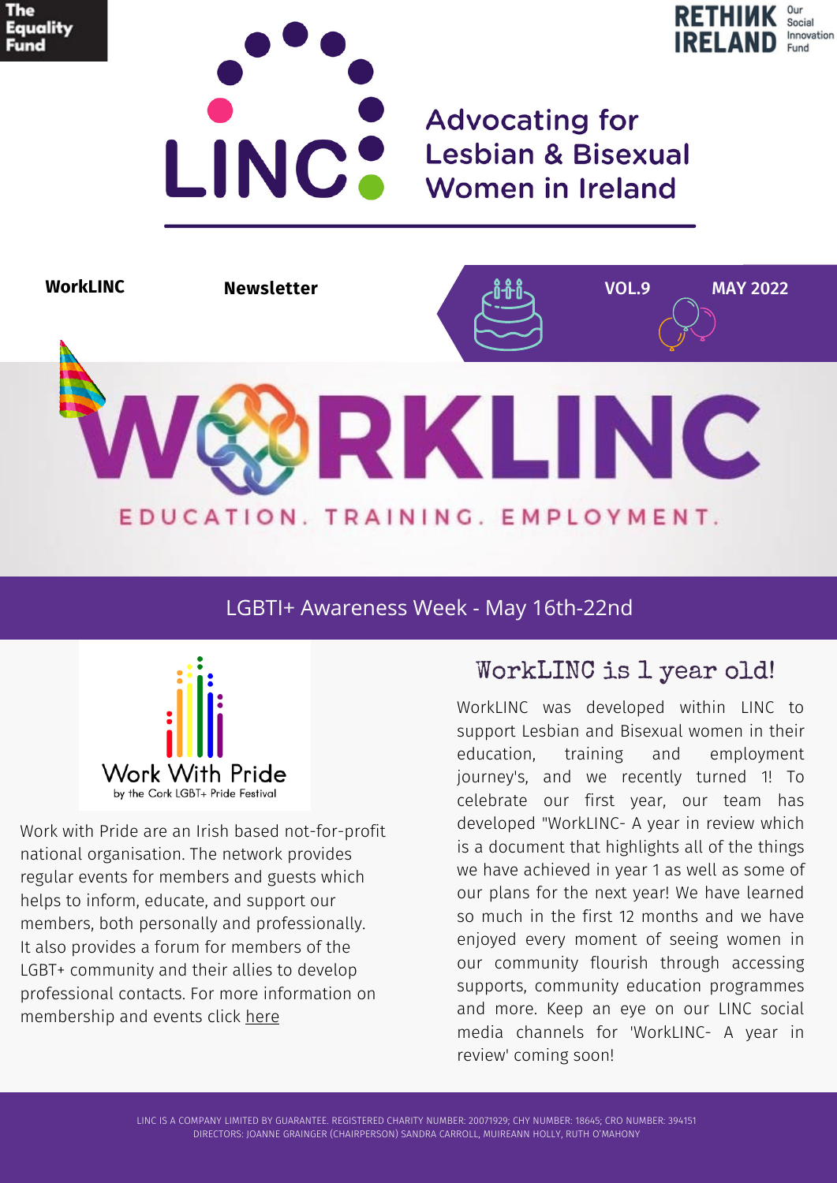The Equality Fund

RETHINK IRELAND Our Social Innovation Fund

# LINC

Advocating for Lesbian & Bisexual Women in Ireland

**WorkLINC** **Newsletter** **VOL.9** **MAY 2022**

# WORKLINC

EDUCATION. TRAINING. EMPLOYMENT.

## LGBTI+ Awareness Week - May 16th-22nd

Work With Pride
by the Cork LGBT+ Pride Festival

Work with Pride are an Irish based not-for-profit national organisation. The network provides regular events for members and guests which helps to inform, educate, and support our members, both personally and professionally. It also provides a forum for members of the LGBT+ community and their allies to develop professional contacts. For more information on membership and events click here

## WorkLINC is 1 year old!

WorkLINC was developed within LINC to support Lesbian and Bisexual women in their education, training and employment journey's, and we recently turned 1! To celebrate our first year, our team has developed "WorkLINC- A year in review which is a document that highlights all of the things we have achieved in year 1 as well as some of our plans for the next year! We have learned so much in the first 12 months and we have enjoyed every moment of seeing women in our community flourish through accessing supports, community education programmes and more. Keep an eye on our LINC social media channels for 'WorkLINC- A year in review' coming soon!

LINC IS A COMPANY LIMITED BY GUARANTEE. REGISTERED CHARITY NUMBER: 20071929; CHY NUMBER: 18645; CRO NUMBER: 394151
DIRECTORS: JOANNE GRAINGER (CHAIRPERSON) SANDRA CARROLL, MUIREANN HOLLY, RUTH O'MAHONY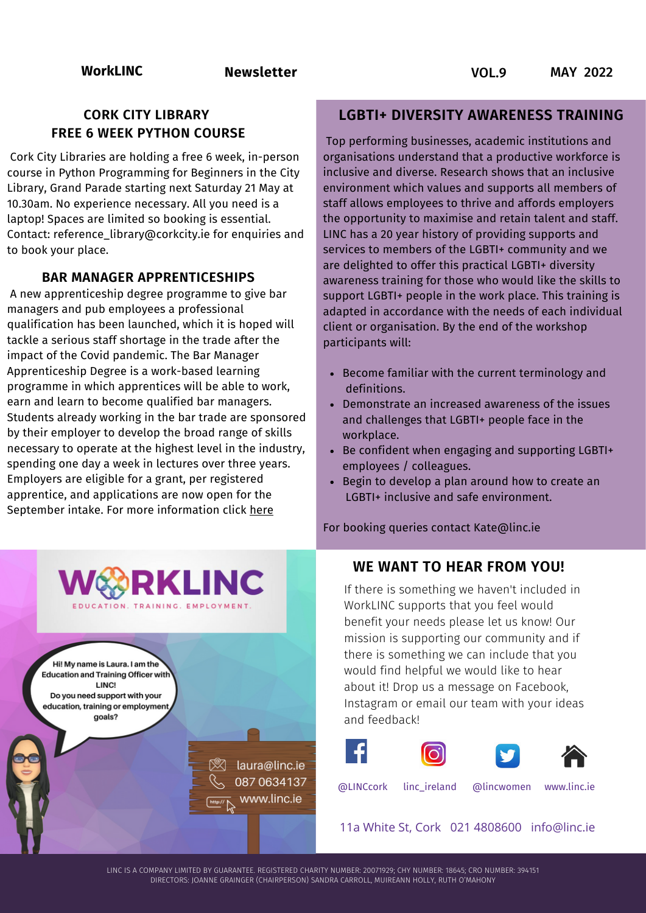**WorkLINC Newsletter VOL.9 MAY 2022**

## CORK CITY LIBRARY FREE 6 WEEK PYTHON COURSE

Cork City Libraries are holding a free 6 week, in-person course in Python Programming for Beginners in the City Library, Grand Parade starting next Saturday 21 May at 10.30am. No experience necessary. All you need is a laptop! Spaces are limited so booking is essential. Contact: reference_library@corkcity.ie for enquiries and to book your place.

## BAR MANAGER APPRENTICESHIPS

A new apprenticeship degree programme to give bar managers and pub employees a professional qualification has been launched, which it is hoped will tackle a serious staff shortage in the trade after the impact of the Covid pandemic. The Bar Manager Apprenticeship Degree is a work-based learning programme in which apprentices will be able to work, earn and learn to become qualified bar managers. Students already working in the bar trade are sponsored by their employer to develop the broad range of skills necessary to operate at the highest level in the industry, spending one day a week in lectures over three years. Employers are eligible for a grant, per registered apprentice, and applications are now open for the September intake. For more information click here

## LGBTI+ DIVERSITY AWARENESS TRAINING

Top performing businesses, academic institutions and organisations understand that a productive workforce is inclusive and diverse. Research shows that an inclusive environment which values and supports all members of staff allows employees to thrive and affords employers the opportunity to maximise and retain talent and staff. LINC has a 20 year history of providing supports and services to members of the LGBTI+ community and we are delighted to offer this practical LGBTI+ diversity awareness training for those who would like the skills to support LGBTI+ people in the work place. This training is adapted in accordance with the needs of each individual client or organisation. By the end of the workshop participants will:

- Become familiar with the current terminology and definitions.
- Demonstrate an increased awareness of the issues and challenges that LGBTI+ people face in the workplace.
- Be confident when engaging and supporting LGBTI+ employees / colleagues.
- Begin to develop a plan around how to create an LGBTI+ inclusive and safe environment.

For booking queries contact Kate@linc.ie

WORKLINC
EDUCATION. TRAINING. EMPLOYMENT.

Hi! My name is Laura. I am the Education and Training Officer with LINC!
Do you need support with your education, training or employment goals?

laura@linc.ie
087 0634137
www.linc.ie

## WE WANT TO HEAR FROM YOU!

If there is something we haven't included in WorkLINC supports that you feel would benefit your needs please let us know! Our mission is supporting our community and if there is something we can include that you would find helpful we would like to hear about it! Drop us a message on Facebook, Instagram or email our team with your ideas and feedback!

@LINCcork linc_ireland @lincwomen www.linc.ie

11a White St, Cork 021 4808600 info@linc.ie

LINC IS A COMPANY LIMITED BY GUARANTEE. REGISTERED CHARITY NUMBER: 20071929; CHY NUMBER: 18645; CRO NUMBER: 394151
DIRECTORS: JOANNE GRAINGER (CHAIRPERSON) SANDRA CARROLL, MUIREANN HOLLY, RUTH O'MAHONY